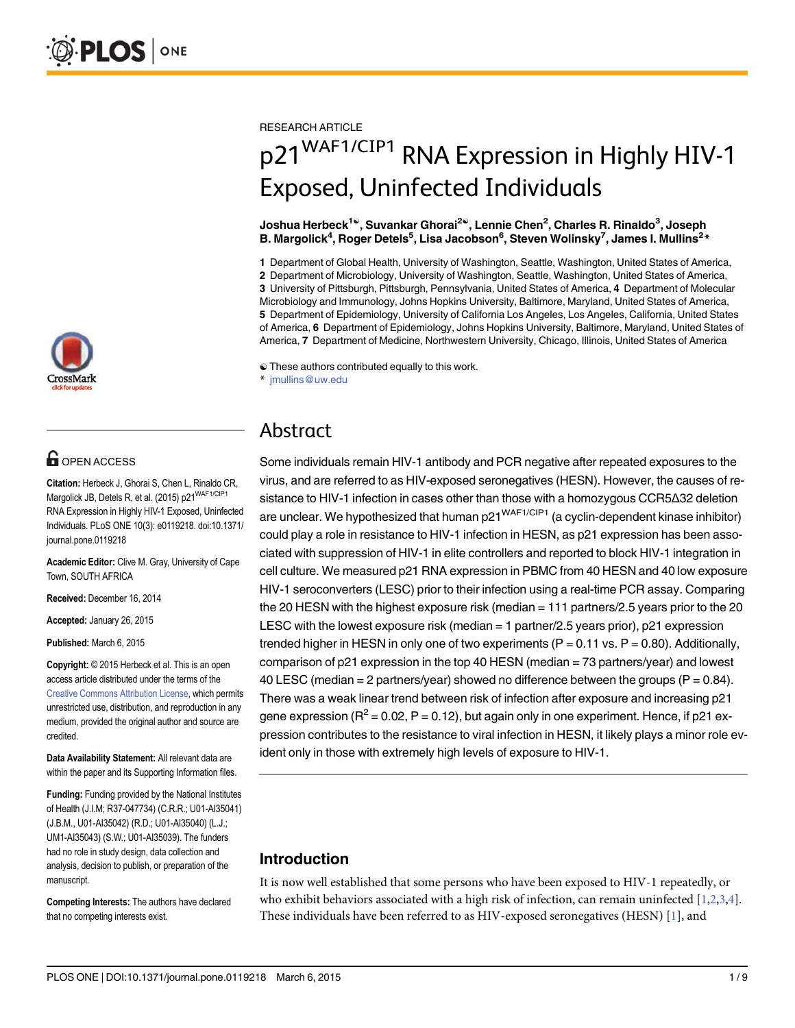RESEARCH ARTICLE

# $p21^{WAF1/CIP1}$ RNA Expression in Highly HIV-1 Exposed, Uninfected Individuals

**Joshua Herbeck[1☯], Suvankar Ghorai[2☯], Lennie Chen[2], Charles R. Rinaldo[3], Joseph B. Margolick[4], Roger Detels[5], Lisa Jacobson[6], Steven Wolinsky[7], James I. Mullins[2]***

**1** Department of Global Health, University of Washington, Seattle, Washington, United States of America, **2** Department of Microbiology, University of Washington, Seattle, Washington, United States of America, **3** University of Pittsburgh, Pittsburgh, Pennsylvania, United States of America, **4** Department of Molecular Microbiology and Immunology, Johns Hopkins University, Baltimore, Maryland, United States of America, **5** Department of Epidemiology, University of California Los Angeles, Los Angeles, California, United States of America, **6** Department of Epidemiology, Johns Hopkins University, Baltimore, Maryland, United States of America, **7** Department of Medicine, Northwestern University, Chicago, Illinois, United States of America

☯ These authors contributed equally to this work.
* jmullins@uw.edu

OPEN ACCESS

**Citation:** Herbeck J, Ghorai S, Chen L, Rinaldo CR, Margolick JB, Detels R, et al. (2015) $p21^{WAF1/CIP1}$ RNA Expression in Highly HIV-1 Exposed, Uninfected Individuals. PLoS ONE 10(3): e0119218. doi:10.1371/journal.pone.0119218

**Academic Editor:** Clive M. Gray, University of Cape Town, SOUTH AFRICA

**Received:** December 16, 2014

**Accepted:** January 26, 2015

**Published:** March 6, 2015

**Copyright:** © 2015 Herbeck et al. This is an open access article distributed under the terms of the Creative Commons Attribution License, which permits unrestricted use, distribution, and reproduction in any medium, provided the original author and source are credited.

**Data Availability Statement:** All relevant data are within the paper and its Supporting Information files.

**Funding:** Funding provided by the National Institutes of Health (J.I.M; R37-047734) (C.R.R.; U01-AI35041) (J.B.M., U01-AI35042) (R.D.; U01-AI35040) (L.J.; UM1-AI35043) (S.W.; U01-AI35039). The funders had no role in study design, data collection and analysis, decision to publish, or preparation of the manuscript.

**Competing Interests:** The authors have declared that no competing interests exist.

## Abstract

Some individuals remain HIV-1 antibody and PCR negative after repeated exposures to the virus, and are referred to as HIV-exposed seronegatives (HESN). However, the causes of resistance to HIV-1 infection in cases other than those with a homozygous CCR5Δ32 deletion are unclear. We hypothesized that human $p21^{WAF1/CIP1}$ (a cyclin-dependent kinase inhibitor) could play a role in resistance to HIV-1 infection in HESN, as p21 expression has been associated with suppression of HIV-1 in elite controllers and reported to block HIV-1 integration in cell culture. We measured p21 RNA expression in PBMC from 40 HESN and 40 low exposure HIV-1 seroconverters (LESC) prior to their infection using a real-time PCR assay. Comparing the 20 HESN with the highest exposure risk (median = 111 partners/2.5 years prior to the 20 LESC with the lowest exposure risk (median = 1 partner/2.5 years prior), p21 expression trended higher in HESN in only one of two experiments ($P = 0.11$ vs. $P = 0.80$). Additionally, comparison of p21 expression in the top 40 HESN (median = 73 partners/year) and lowest 40 LESC (median = 2 partners/year) showed no difference between the groups ($P = 0.84$). There was a weak linear trend between risk of infection after exposure and increasing p21 gene expression ($R^2 = 0.02$, $P = 0.12$), but again only in one experiment. Hence, if p21 expression contributes to the resistance to viral infection in HESN, it likely plays a minor role evident only in those with extremely high levels of exposure to HIV-1.

## Introduction

It is now well established that some persons who have been exposed to HIV-1 repeatedly, or who exhibit behaviors associated with a high risk of infection, can remain uninfected [1,2,3,4]. These individuals have been referred to as HIV-exposed seronegatives (HESN) [1], and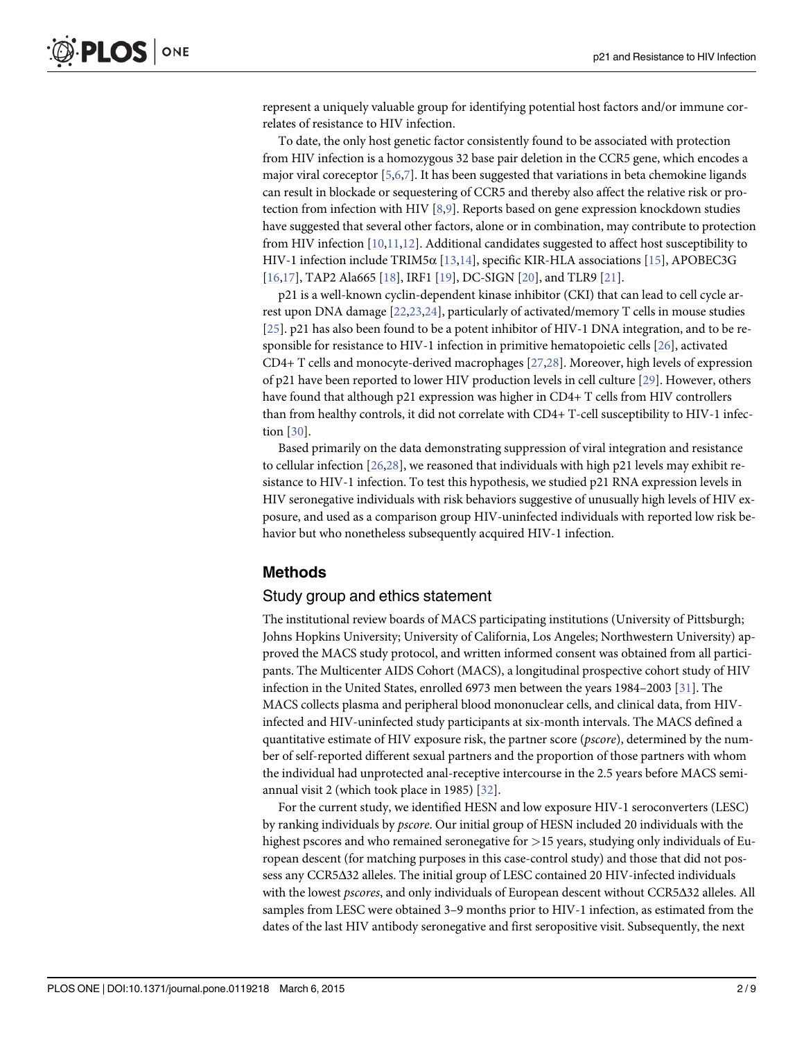represent a uniquely valuable group for identifying potential host factors and/or immune correlates of resistance to HIV infection.

To date, the only host genetic factor consistently found to be associated with protection from HIV infection is a homozygous 32 base pair deletion in the CCR5 gene, which encodes a major viral coreceptor [5,6,7]. It has been suggested that variations in beta chemokine ligands can result in blockade or sequestering of CCR5 and thereby also affect the relative risk or protection from infection with HIV [8,9]. Reports based on gene expression knockdown studies have suggested that several other factors, alone or in combination, may contribute to protection from HIV infection [10,11,12]. Additional candidates suggested to affect host susceptibility to HIV-1 infection include TRIM5α [13,14], specific KIR-HLA associations [15], APOBEC3G [16,17], TAP2 Ala665 [18], IRF1 [19], DC-SIGN [20], and TLR9 [21].

p21 is a well-known cyclin-dependent kinase inhibitor (CKI) that can lead to cell cycle arrest upon DNA damage [22,23,24], particularly of activated/memory T cells in mouse studies [25]. p21 has also been found to be a potent inhibitor of HIV-1 DNA integration, and to be responsible for resistance to HIV-1 infection in primitive hematopoietic cells [26], activated CD4+ T cells and monocyte-derived macrophages [27,28]. Moreover, high levels of expression of p21 have been reported to lower HIV production levels in cell culture [29]. However, others have found that although p21 expression was higher in CD4+ T cells from HIV controllers than from healthy controls, it did not correlate with CD4+ T-cell susceptibility to HIV-1 infection [30].

Based primarily on the data demonstrating suppression of viral integration and resistance to cellular infection [26,28], we reasoned that individuals with high p21 levels may exhibit resistance to HIV-1 infection. To test this hypothesis, we studied p21 RNA expression levels in HIV seronegative individuals with risk behaviors suggestive of unusually high levels of HIV exposure, and used as a comparison group HIV-uninfected individuals with reported low risk behavior but who nonetheless subsequently acquired HIV-1 infection.

## Methods

### Study group and ethics statement

The institutional review boards of MACS participating institutions (University of Pittsburgh; Johns Hopkins University; University of California, Los Angeles; Northwestern University) approved the MACS study protocol, and written informed consent was obtained from all participants. The Multicenter AIDS Cohort (MACS), a longitudinal prospective cohort study of HIV infection in the United States, enrolled 6973 men between the years 1984–2003 [31]. The MACS collects plasma and peripheral blood mononuclear cells, and clinical data, from HIV-infected and HIV-uninfected study participants at six-month intervals. The MACS defined a quantitative estimate of HIV exposure risk, the partner score (*pscore*), determined by the number of self-reported different sexual partners and the proportion of those partners with whom the individual had unprotected anal-receptive intercourse in the 2.5 years before MACS semiannual visit 2 (which took place in 1985) [32].

For the current study, we identified HESN and low exposure HIV-1 seroconverters (LESC) by ranking individuals by *pscore*. Our initial group of HESN included 20 individuals with the highest pscores and who remained seronegative for >15 years, studying only individuals of European descent (for matching purposes in this case-control study) and those that did not possess any CCR5Δ32 alleles. The initial group of LESC contained 20 HIV-infected individuals with the lowest *pscores*, and only individuals of European descent without CCR5Δ32 alleles. All samples from LESC were obtained 3–9 months prior to HIV-1 infection, as estimated from the dates of the last HIV antibody seronegative and first seropositive visit. Subsequently, the next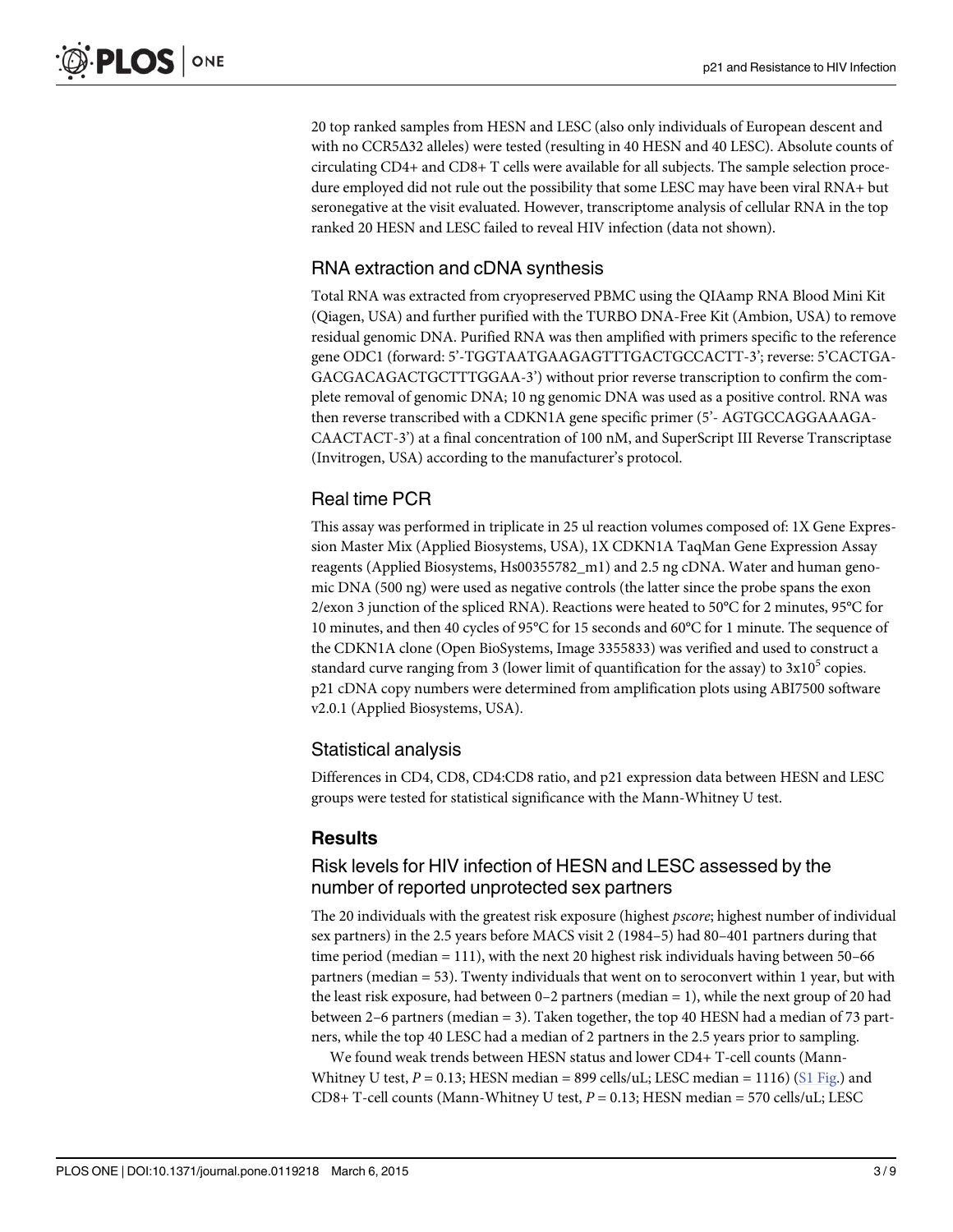20 top ranked samples from HESN and LESC (also only individuals of European descent and with no CCR5Δ32 alleles) were tested (resulting in 40 HESN and 40 LESC). Absolute counts of circulating CD4+ and CD8+ T cells were available for all subjects. The sample selection procedure employed did not rule out the possibility that some LESC may have been viral RNA+ but seronegative at the visit evaluated. However, transcriptome analysis of cellular RNA in the top ranked 20 HESN and LESC failed to reveal HIV infection (data not shown).

### RNA extraction and cDNA synthesis

Total RNA was extracted from cryopreserved PBMC using the QIAamp RNA Blood Mini Kit (Qiagen, USA) and further purified with the TURBO DNA-Free Kit (Ambion, USA) to remove residual genomic DNA. Purified RNA was then amplified with primers specific to the reference gene ODC1 (forward: 5'-TGGTAATGAAGAGTTTGACTGCCACTT-3'; reverse: 5'CACTGA-GACGACAGACTGCTTTGGAA-3') without prior reverse transcription to confirm the complete removal of genomic DNA; 10 ng genomic DNA was used as a positive control. RNA was then reverse transcribed with a CDKN1A gene specific primer (5'- AGTGCCAGGAAAGA-CAACTACT-3') at a final concentration of 100 nM, and SuperScript III Reverse Transcriptase (Invitrogen, USA) according to the manufacturer's protocol.

### Real time PCR

This assay was performed in triplicate in 25 ul reaction volumes composed of: 1X Gene Expression Master Mix (Applied Biosystems, USA), 1X CDKN1A TaqMan Gene Expression Assay reagents (Applied Biosystems, Hs00355782_m1) and 2.5 ng cDNA. Water and human genomic DNA (500 ng) were used as negative controls (the latter since the probe spans the exon 2/exon 3 junction of the spliced RNA). Reactions were heated to 50°C for 2 minutes, 95°C for 10 minutes, and then 40 cycles of 95°C for 15 seconds and 60°C for 1 minute. The sequence of the CDKN1A clone (Open BioSystems, Image 3355833) was verified and used to construct a standard curve ranging from 3 (lower limit of quantification for the assay) to $3x10^5$ copies. p21 cDNA copy numbers were determined from amplification plots using ABI7500 software v2.0.1 (Applied Biosystems, USA).

### Statistical analysis

Differences in CD4, CD8, CD4:CD8 ratio, and p21 expression data between HESN and LESC groups were tested for statistical significance with the Mann-Whitney U test.

## Results

### Risk levels for HIV infection of HESN and LESC assessed by the number of reported unprotected sex partners

The 20 individuals with the greatest risk exposure (highest *pscore*; highest number of individual sex partners) in the 2.5 years before MACS visit 2 (1984–5) had 80–401 partners during that time period (median = 111), with the next 20 highest risk individuals having between 50–66 partners (median = 53). Twenty individuals that went on to seroconvert within 1 year, but with the least risk exposure, had between 0–2 partners (median = 1), while the next group of 20 had between 2–6 partners (median = 3). Taken together, the top 40 HESN had a median of 73 partners, while the top 40 LESC had a median of 2 partners in the 2.5 years prior to sampling.

We found weak trends between HESN status and lower CD4+ T-cell counts (Mann-Whitney U test, $P = 0.13$; HESN median = 899 cells/uL; LESC median = 1116) (S1 Fig.) and CD8+ T-cell counts (Mann-Whitney U test, $P = 0.13$; HESN median = 570 cells/uL; LESC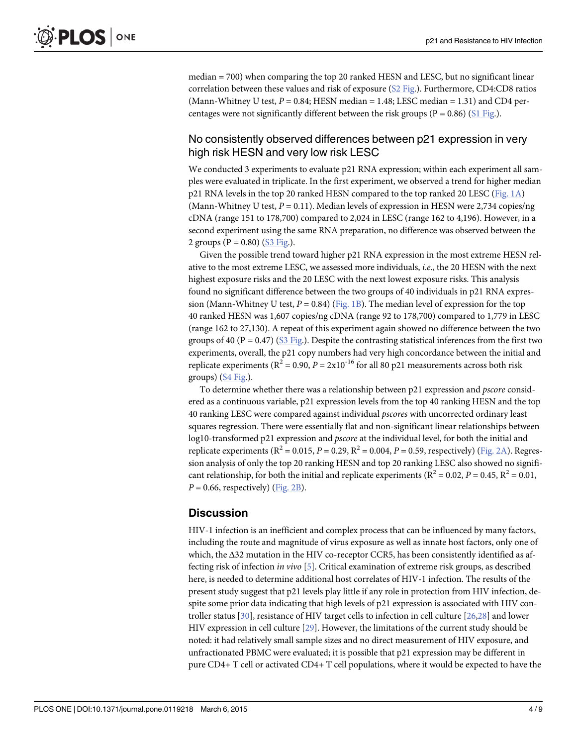median = 700) when comparing the top 20 ranked HESN and LESC, but no significant linear correlation between these values and risk of exposure (S2 Fig.). Furthermore, CD4:CD8 ratios (Mann-Whitney U test, $P = 0.84$; HESN median = 1.48; LESC median = 1.31) and CD4 percentages were not significantly different between the risk groups ($P = 0.86$) (S1 Fig.).

## No consistently observed differences between p21 expression in very high risk HESN and very low risk LESC

We conducted 3 experiments to evaluate p21 RNA expression; within each experiment all samples were evaluated in triplicate. In the first experiment, we observed a trend for higher median p21 RNA levels in the top 20 ranked HESN compared to the top ranked 20 LESC (Fig. 1A) (Mann-Whitney U test, $P = 0.11$). Median levels of expression in HESN were 2,734 copies/ng cDNA (range 151 to 178,700) compared to 2,024 in LESC (range 162 to 4,196). However, in a second experiment using the same RNA preparation, no difference was observed between the 2 groups ($P = 0.80$) (S3 Fig.).

Given the possible trend toward higher p21 RNA expression in the most extreme HESN relative to the most extreme LESC, we assessed more individuals, *i.e.*, the 20 HESN with the next highest exposure risks and the 20 LESC with the next lowest exposure risks. This analysis found no significant difference between the two groups of 40 individuals in p21 RNA expression (Mann-Whitney U test, $P = 0.84$) (Fig. 1B). The median level of expression for the top 40 ranked HESN was 1,607 copies/ng cDNA (range 92 to 178,700) compared to 1,779 in LESC (range 162 to 27,130). A repeat of this experiment again showed no difference between the two groups of 40 ($P = 0.47$) (S3 Fig.). Despite the contrasting statistical inferences from the first two experiments, overall, the p21 copy numbers had very high concordance between the initial and replicate experiments ($R^2 = 0.90$, $P = 2\text{x}10^{-16}$ for all 80 p21 measurements across both risk groups) (S4 Fig.).

To determine whether there was a relationship between p21 expression and *pscore* considered as a continuous variable, p21 expression levels from the top 40 ranking HESN and the top 40 ranking LESC were compared against individual *pscores* with uncorrected ordinary least squares regression. There were essentially flat and non-significant linear relationships between log10-transformed p21 expression and *pscore* at the individual level, for both the initial and replicate experiments ($R^2 = 0.015$, $P = 0.29$, $R^2 = 0.004$, $P = 0.59$, respectively) (Fig. 2A). Regression analysis of only the top 20 ranking HESN and top 20 ranking LESC also showed no significant relationship, for both the initial and replicate experiments ($R^2 = 0.02$, $P = 0.45$, $R^2 = 0.01$, $P = 0.66$, respectively) (Fig. 2B).

## Discussion

HIV-1 infection is an inefficient and complex process that can be influenced by many factors, including the route and magnitude of virus exposure as well as innate host factors, only one of which, the Δ32 mutation in the HIV co-receptor CCR5, has been consistently identified as affecting risk of infection *in vivo* [5]. Critical examination of extreme risk groups, as described here, is needed to determine additional host correlates of HIV-1 infection. The results of the present study suggest that p21 levels play little if any role in protection from HIV infection, despite some prior data indicating that high levels of p21 expression is associated with HIV controller status [30], resistance of HIV target cells to infection in cell culture [26,28] and lower HIV expression in cell culture [29]. However, the limitations of the current study should be noted: it had relatively small sample sizes and no direct measurement of HIV exposure, and unfractionated PBMC were evaluated; it is possible that p21 expression may be different in pure CD4+ T cell or activated CD4+ T cell populations, where it would be expected to have the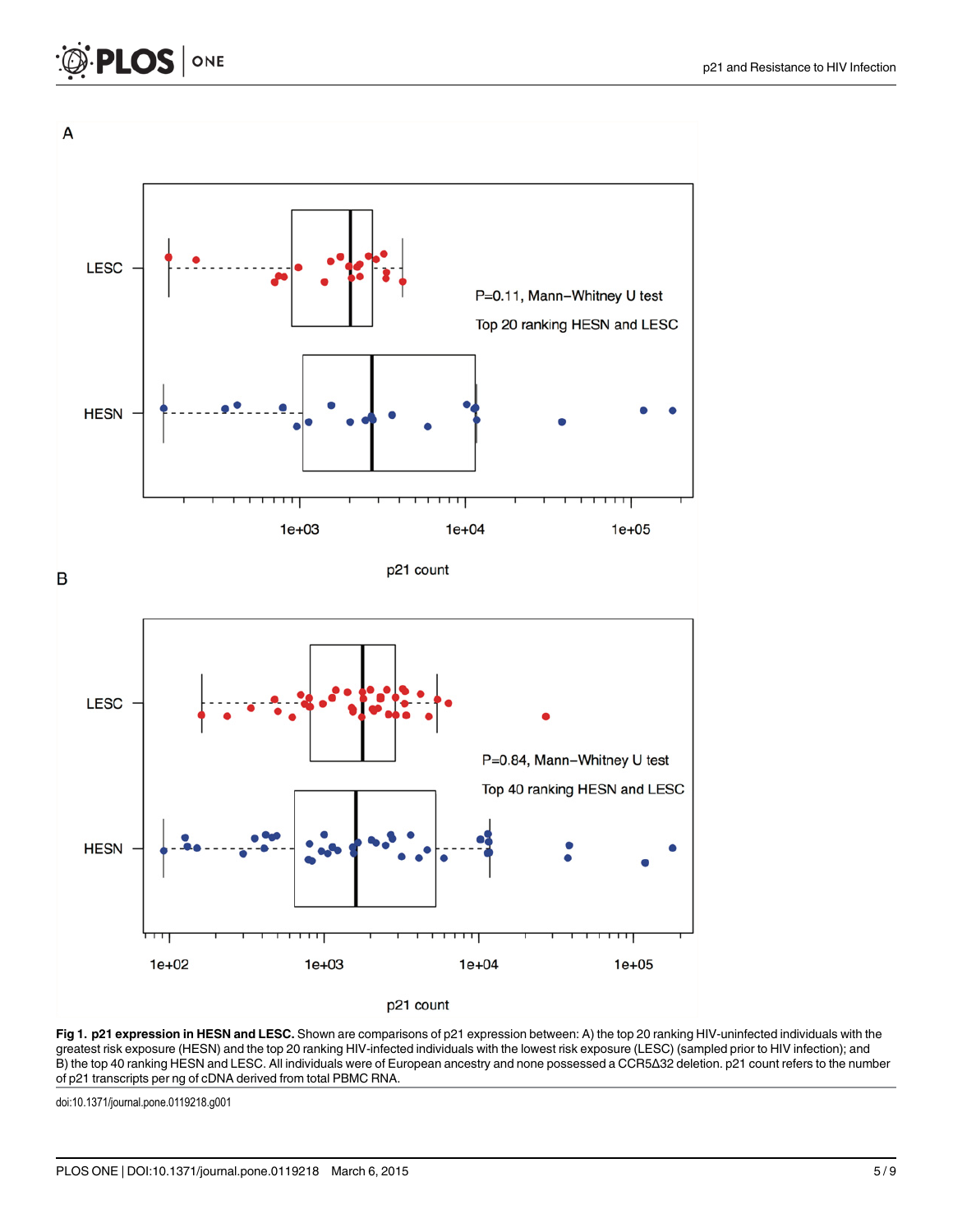**Fig 1. p21 expression in HESN and LESC.** Shown are comparisons of p21 expression between: A) the top 20 ranking HIV-uninfected individuals with the greatest risk exposure (HESN) and the top 20 ranking HIV-infected individuals with the lowest risk exposure (LESC) (sampled prior to HIV infection); and B) the top 40 ranking HESN and LESC. All individuals were of European ancestry and none possessed a CCR5Δ32 deletion. p21 count refers to the number of p21 transcripts per ng of cDNA derived from total PBMC RNA.

doi:10.1371/journal.pone.0119218.g001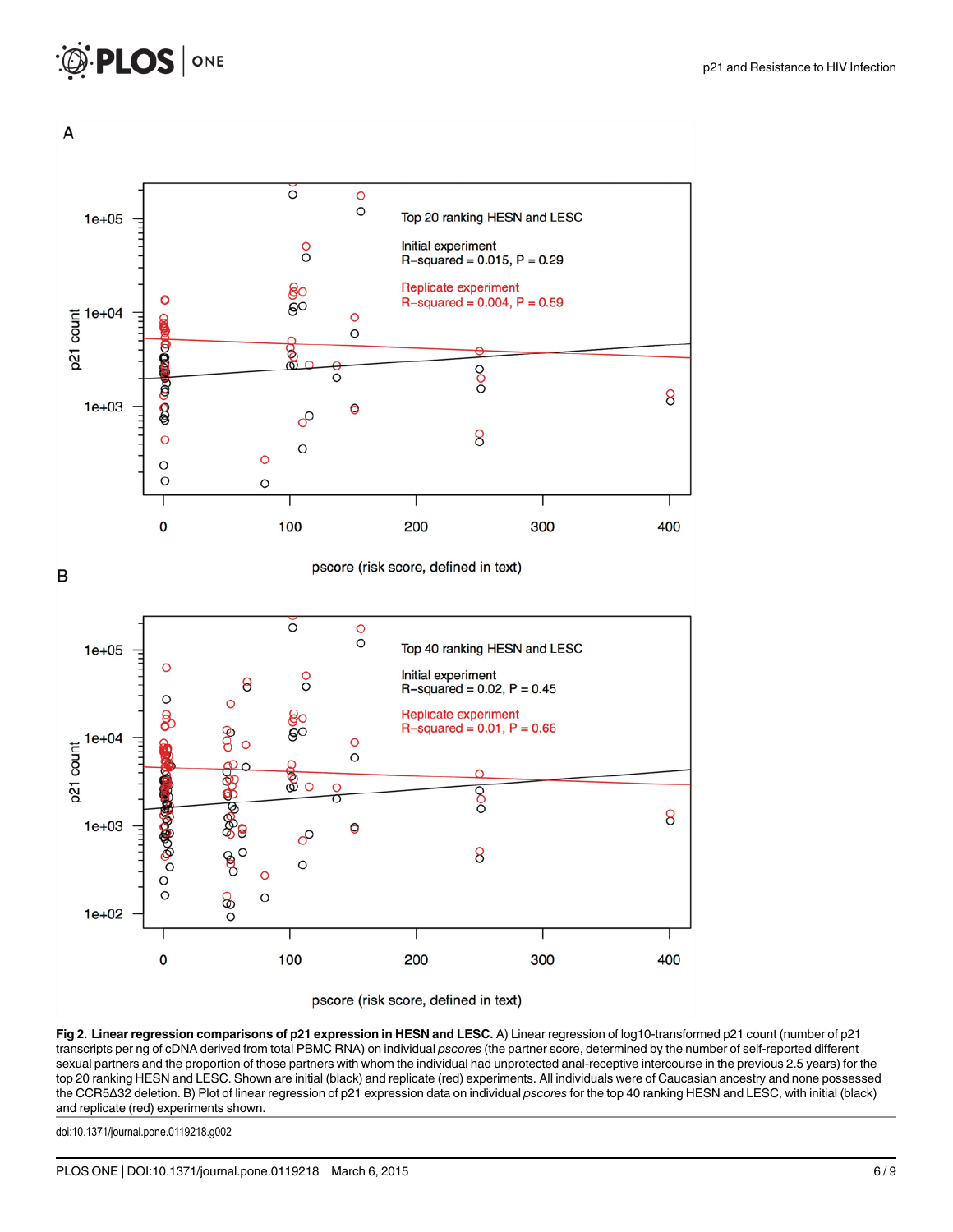**Fig 2. Linear regression comparisons of p21 expression in HESN and LESC.** A) Linear regression of log10-transformed p21 count (number of p21 transcripts per ng of cDNA derived from total PBMC RNA) on individual *pscores* (the partner score, determined by the number of self-reported different sexual partners and the proportion of those partners with whom the individual had unprotected anal-receptive intercourse in the previous 2.5 years) for the top 20 ranking HESN and LESC. Shown are initial (black) and replicate (red) experiments. All individuals were of Caucasian ancestry and none possessed the CCR5Δ32 deletion. B) Plot of linear regression of p21 expression data on individual *pscores* for the top 40 ranking HESN and LESC, with initial (black) and replicate (red) experiments shown.

doi:10.1371/journal.pone.0119218.g002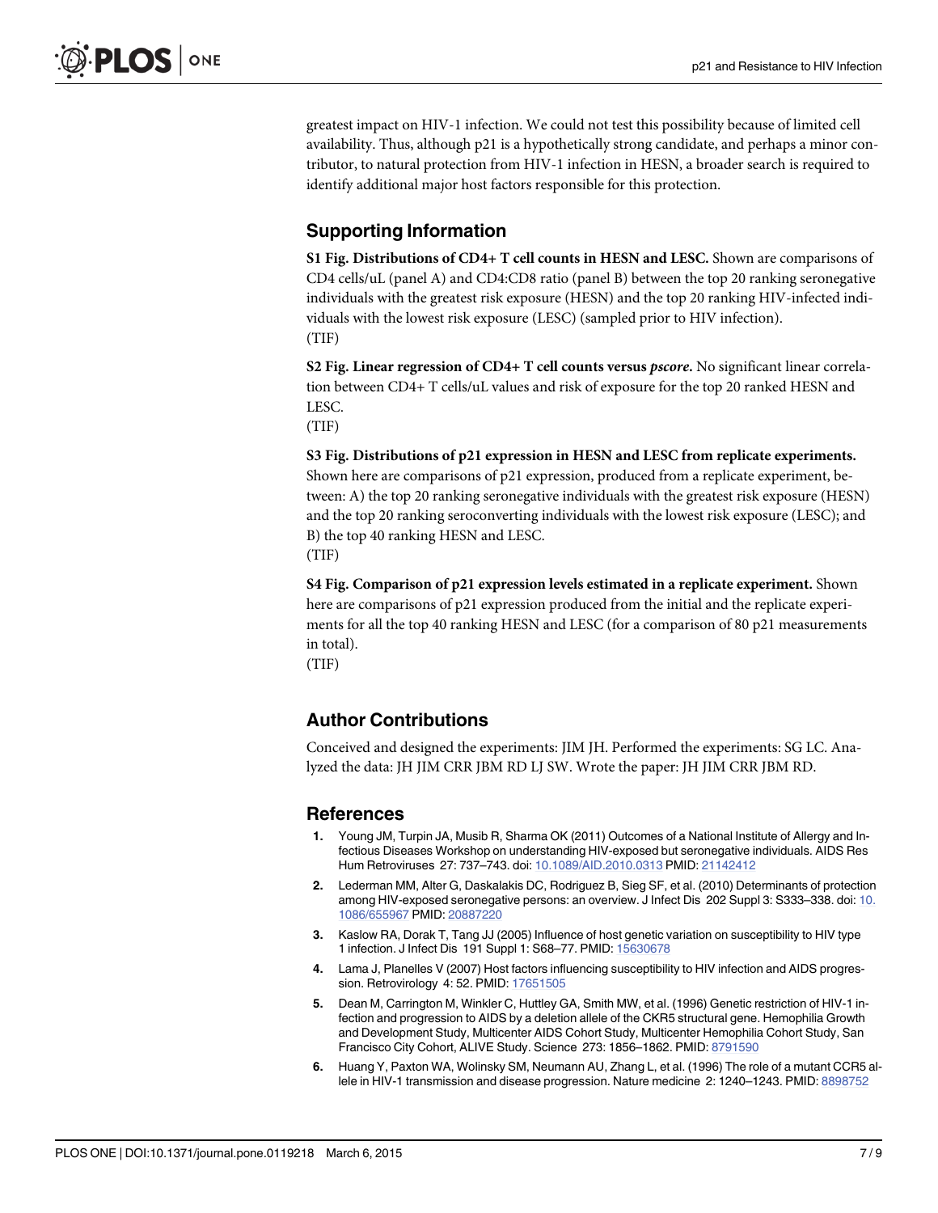greatest impact on HIV-1 infection. We could not test this possibility because of limited cell availability. Thus, although p21 is a hypothetically strong candidate, and perhaps a minor contributor, to natural protection from HIV-1 infection in HESN, a broader search is required to identify additional major host factors responsible for this protection.

## Supporting Information

**S1 Fig. Distributions of CD4+ T cell counts in HESN and LESC.** Shown are comparisons of CD4 cells/uL (panel A) and CD4:CD8 ratio (panel B) between the top 20 ranking seronegative individuals with the greatest risk exposure (HESN) and the top 20 ranking HIV-infected individuals with the lowest risk exposure (LESC) (sampled prior to HIV infection).
(TIF)

**S2 Fig. Linear regression of CD4+ T cell counts versus *pscore*.** No significant linear correlation between CD4+ T cells/uL values and risk of exposure for the top 20 ranked HESN and LESC.
(TIF)

**S3 Fig. Distributions of p21 expression in HESN and LESC from replicate experiments.** Shown here are comparisons of p21 expression, produced from a replicate experiment, between: A) the top 20 ranking seronegative individuals with the greatest risk exposure (HESN) and the top 20 ranking seroconverting individuals with the lowest risk exposure (LESC); and B) the top 40 ranking HESN and LESC.
(TIF)

**S4 Fig. Comparison of p21 expression levels estimated in a replicate experiment.** Shown here are comparisons of p21 expression produced from the initial and the replicate experiments for all the top 40 ranking HESN and LESC (for a comparison of 80 p21 measurements in total).
(TIF)

## Author Contributions

Conceived and designed the experiments: JIM JH. Performed the experiments: SG LC. Analyzed the data: JH JIM CRR JBM RD LJ SW. Wrote the paper: JH JIM CRR JBM RD.

## References

1. Young JM, Turpin JA, Musib R, Sharma OK (2011) Outcomes of a National Institute of Allergy and Infectious Diseases Workshop on understanding HIV-exposed but seronegative individuals. AIDS Res Hum Retroviruses 27: 737–743. doi: 10.1089/AID.2010.0313 PMID: 21142412
2. Lederman MM, Alter G, Daskalakis DC, Rodriguez B, Sieg SF, et al. (2010) Determinants of protection among HIV-exposed seronegative persons: an overview. J Infect Dis 202 Suppl 3: S333–338. doi: 10.1086/655967 PMID: 20887220
3. Kaslow RA, Dorak T, Tang JJ (2005) Influence of host genetic variation on susceptibility to HIV type 1 infection. J Infect Dis 191 Suppl 1: S68–77. PMID: 15630678
4. Lama J, Planelles V (2007) Host factors influencing susceptibility to HIV infection and AIDS progression. Retrovirology 4: 52. PMID: 17651505
5. Dean M, Carrington M, Winkler C, Huttley GA, Smith MW, et al. (1996) Genetic restriction of HIV-1 infection and progression to AIDS by a deletion allele of the CKR5 structural gene. Hemophilia Growth and Development Study, Multicenter AIDS Cohort Study, Multicenter Hemophilia Cohort Study, San Francisco City Cohort, ALIVE Study. Science 273: 1856–1862. PMID: 8791590
6. Huang Y, Paxton WA, Wolinsky SM, Neumann AU, Zhang L, et al. (1996) The role of a mutant CCR5 allele in HIV-1 transmission and disease progression. Nature medicine 2: 1240–1243. PMID: 8898752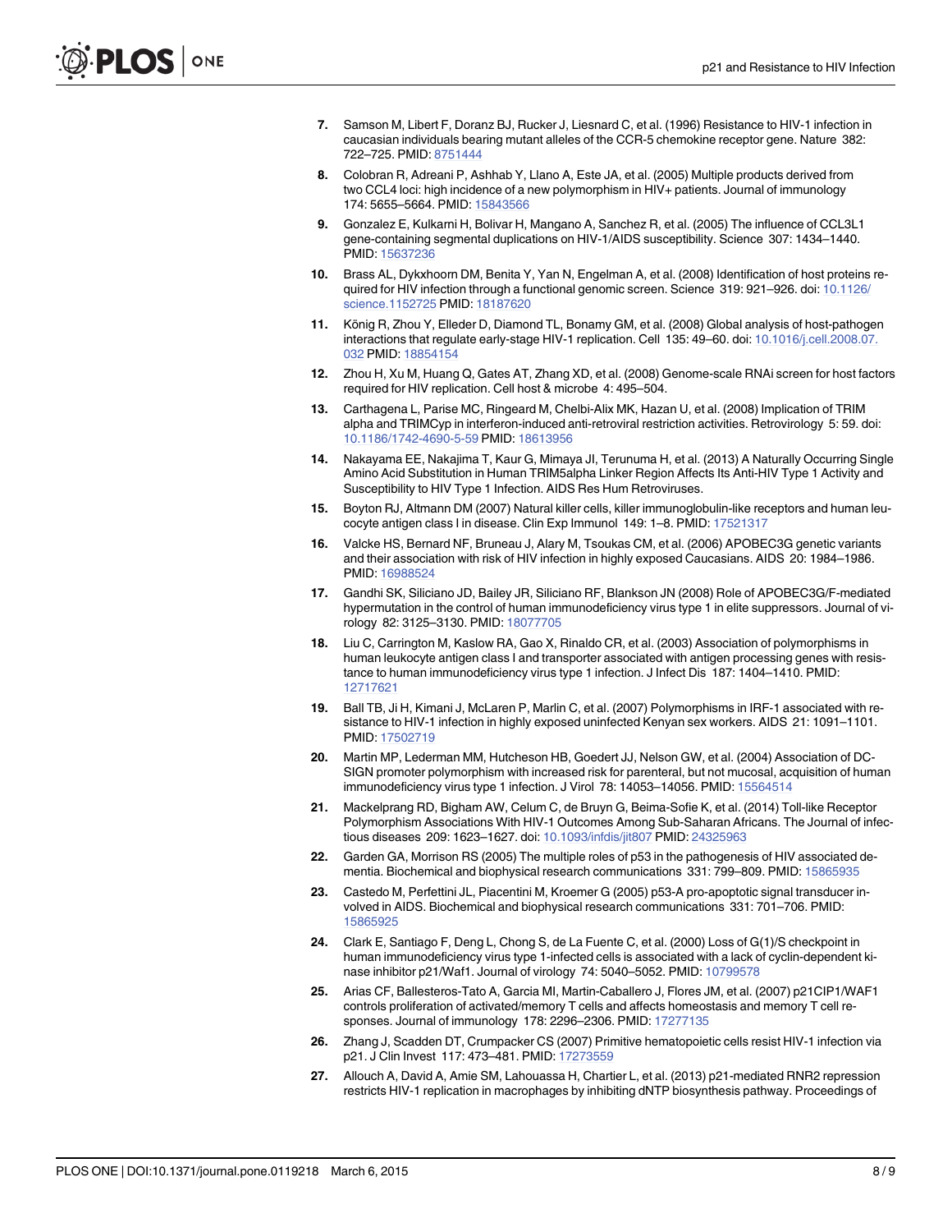7. Samson M, Libert F, Doranz BJ, Rucker J, Liesnard C, et al. (1996) Resistance to HIV-1 infection in caucasian individuals bearing mutant alleles of the CCR-5 chemokine receptor gene. Nature 382: 722–725. PMID: 8751444
8. Colobran R, Adreani P, Ashhab Y, Llano A, Este JA, et al. (2005) Multiple products derived from two CCL4 loci: high incidence of a new polymorphism in HIV+ patients. Journal of immunology 174: 5655–5664. PMID: 15843566
9. Gonzalez E, Kulkarni H, Bolivar H, Mangano A, Sanchez R, et al. (2005) The influence of CCL3L1 gene-containing segmental duplications on HIV-1/AIDS susceptibility. Science 307: 1434–1440. PMID: 15637236
10. Brass AL, Dykxhoorn DM, Benita Y, Yan N, Engelman A, et al. (2008) Identification of host proteins required for HIV infection through a functional genomic screen. Science 319: 921–926. doi: 10.1126/science.1152725 PMID: 18187620
11. König R, Zhou Y, Elleder D, Diamond TL, Bonamy GM, et al. (2008) Global analysis of host-pathogen interactions that regulate early-stage HIV-1 replication. Cell 135: 49–60. doi: 10.1016/j.cell.2008.07.032 PMID: 18854154
12. Zhou H, Xu M, Huang Q, Gates AT, Zhang XD, et al. (2008) Genome-scale RNAi screen for host factors required for HIV replication. Cell host & microbe 4: 495–504.
13. Carthagena L, Parise MC, Ringeard M, Chelbi-Alix MK, Hazan U, et al. (2008) Implication of TRIM alpha and TRIMCyp in interferon-induced anti-retroviral restriction activities. Retrovirology 5: 59. doi: 10.1186/1742-4690-5-59 PMID: 18613956
14. Nakayama EE, Nakajima T, Kaur G, Mimaya JI, Terunuma H, et al. (2013) A Naturally Occurring Single Amino Acid Substitution in Human TRIM5alpha Linker Region Affects Its Anti-HIV Type 1 Activity and Susceptibility to HIV Type 1 Infection. AIDS Res Hum Retroviruses.
15. Boyton RJ, Altmann DM (2007) Natural killer cells, killer immunoglobulin-like receptors and human leucocyte antigen class I in disease. Clin Exp Immunol 149: 1–8. PMID: 17521317
16. Valcke HS, Bernard NF, Bruneau J, Alary M, Tsoukas CM, et al. (2006) APOBEC3G genetic variants and their association with risk of HIV infection in highly exposed Caucasians. AIDS 20: 1984–1986. PMID: 16988524
17. Gandhi SK, Siliciano JD, Bailey JR, Siliciano RF, Blankson JN (2008) Role of APOBEC3G/F-mediated hypermutation in the control of human immunodeficiency virus type 1 in elite suppressors. Journal of virology 82: 3125–3130. PMID: 18077705
18. Liu C, Carrington M, Kaslow RA, Gao X, Rinaldo CR, et al. (2003) Association of polymorphisms in human leukocyte antigen class I and transporter associated with antigen processing genes with resistance to human immunodeficiency virus type 1 infection. J Infect Dis 187: 1404–1410. PMID: 12717621
19. Ball TB, Ji H, Kimani J, McLaren P, Marlin C, et al. (2007) Polymorphisms in IRF-1 associated with resistance to HIV-1 infection in highly exposed uninfected Kenyan sex workers. AIDS 21: 1091–1101. PMID: 17502719
20. Martin MP, Lederman MM, Hutcheson HB, Goedert JJ, Nelson GW, et al. (2004) Association of DC-SIGN promoter polymorphism with increased risk for parenteral, but not mucosal, acquisition of human immunodeficiency virus type 1 infection. J Virol 78: 14053–14056. PMID: 15564514
21. Mackelprang RD, Bigham AW, Celum C, de Bruyn G, Beima-Sofie K, et al. (2014) Toll-like Receptor Polymorphism Associations With HIV-1 Outcomes Among Sub-Saharan Africans. The Journal of infectious diseases 209: 1623–1627. doi: 10.1093/infdis/jit807 PMID: 24325963
22. Garden GA, Morrison RS (2005) The multiple roles of p53 in the pathogenesis of HIV associated dementia. Biochemical and biophysical research communications 331: 799–809. PMID: 15865935
23. Castedo M, Perfettini JL, Piacentini M, Kroemer G (2005) p53-A pro-apoptotic signal transducer involved in AIDS. Biochemical and biophysical research communications 331: 701–706. PMID: 15865925
24. Clark E, Santiago F, Deng L, Chong S, de La Fuente C, et al. (2000) Loss of G(1)/S checkpoint in human immunodeficiency virus type 1-infected cells is associated with a lack of cyclin-dependent kinase inhibitor p21/Waf1. Journal of virology 74: 5040–5052. PMID: 10799578
25. Arias CF, Ballesteros-Tato A, Garcia MI, Martin-Caballero J, Flores JM, et al. (2007) p21CIP1/WAF1 controls proliferation of activated/memory T cells and affects homeostasis and memory T cell responses. Journal of immunology 178: 2296–2306. PMID: 17277135
26. Zhang J, Scadden DT, Crumpacker CS (2007) Primitive hematopoietic cells resist HIV-1 infection via p21. J Clin Invest 117: 473–481. PMID: 17273559
27. Allouch A, David A, Amie SM, Lahouassa H, Chartier L, et al. (2013) p21-mediated RNR2 repression restricts HIV-1 replication in macrophages by inhibiting dNTP biosynthesis pathway. Proceedings of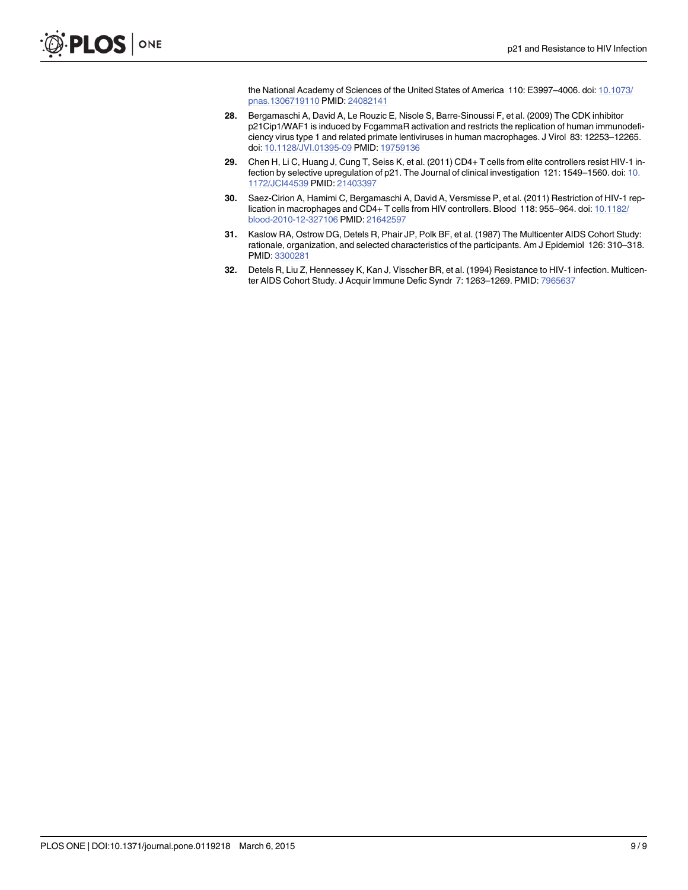the National Academy of Sciences of the United States of America 110: E3997–4006. doi: 10.1073/pnas.1306719110 PMID: 24082141

28. Bergamaschi A, David A, Le Rouzic E, Nisole S, Barre-Sinoussi F, et al. (2009) The CDK inhibitor p21Cip1/WAF1 is induced by FcgammaR activation and restricts the replication of human immunodeficiency virus type 1 and related primate lentiviruses in human macrophages. J Virol 83: 12253–12265. doi: 10.1128/JVI.01395-09 PMID: 19759136

29. Chen H, Li C, Huang J, Cung T, Seiss K, et al. (2011) CD4+ T cells from elite controllers resist HIV-1 infection by selective upregulation of p21. The Journal of clinical investigation 121: 1549–1560. doi: 10.1172/JCI44539 PMID: 21403397

30. Saez-Cirion A, Hamimi C, Bergamaschi A, David A, Versmisse P, et al. (2011) Restriction of HIV-1 replication in macrophages and CD4+ T cells from HIV controllers. Blood 118: 955–964. doi: 10.1182/blood-2010-12-327106 PMID: 21642597

31. Kaslow RA, Ostrow DG, Detels R, Phair JP, Polk BF, et al. (1987) The Multicenter AIDS Cohort Study: rationale, organization, and selected characteristics of the participants. Am J Epidemiol 126: 310–318. PMID: 3300281

32. Detels R, Liu Z, Hennessey K, Kan J, Visscher BR, et al. (1994) Resistance to HIV-1 infection. Multicenter AIDS Cohort Study. J Acquir Immune Defic Syndr 7: 1263–1269. PMID: 7965637